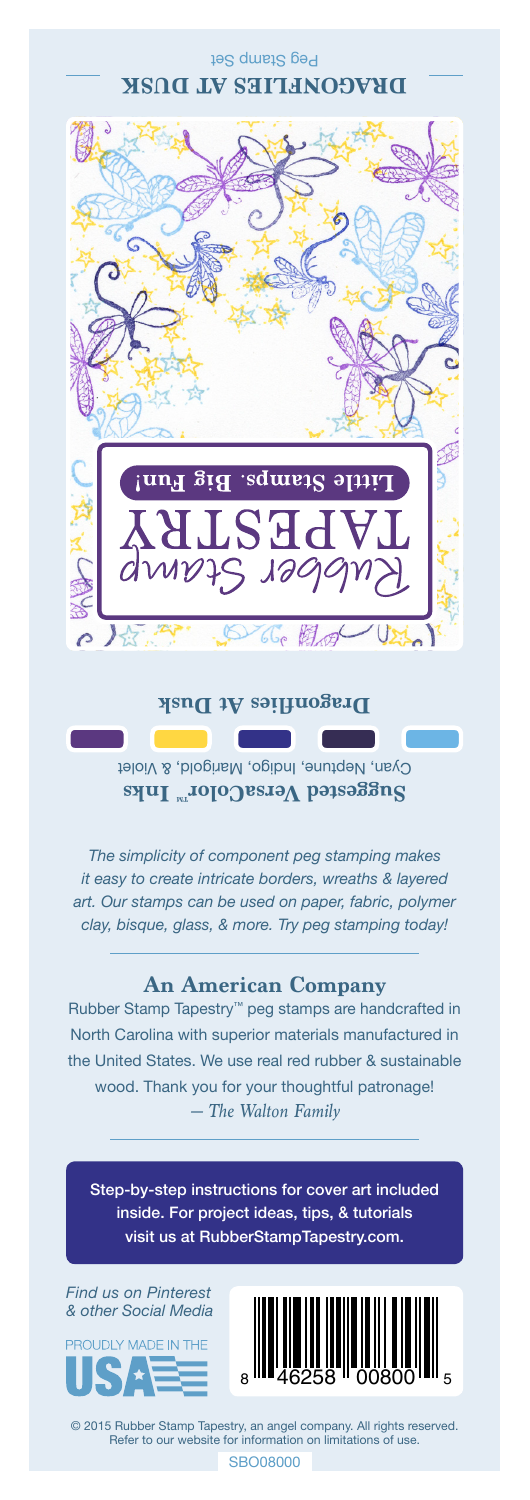## DRAGONFLIES AT DUSK

Peg Stamp Set

Rubber Stamp TAPESTRY

**Little Stamps. Big Fun!**

**Dragonflies At Dusk**

**Suggested VersaColor™ Inks**

Cyan, Neptune, Indigo, Marigold, & Violet

*The simplicity of component peg stamping makes it easy to create intricate borders, wreaths & layered art. Our stamps can be used on paper, fabric, polymer clay, bisque, glass, & more. Try peg stamping today!*

### An American Company

Rubber Stamp Tapestry™ peg stamps are handcrafted in North Carolina with superior materials manufactured in the United States. We use real red rubber & sustainable wood. Thank you for your thoughtful patronage!

*— The Walton Family*

Step-by-step instructions for cover art included inside. For project ideas, tips, & tutorials visit us at RubberStampTapestry.com.

*Find us on Pinterest & other Social Media*

PROUDLY MADE IN THE USA

8 46258 00800 5

© 2015 Rubber Stamp Tapestry, an angel company. All rights reserved. Refer to our website for information on limitations of use.

SBO08000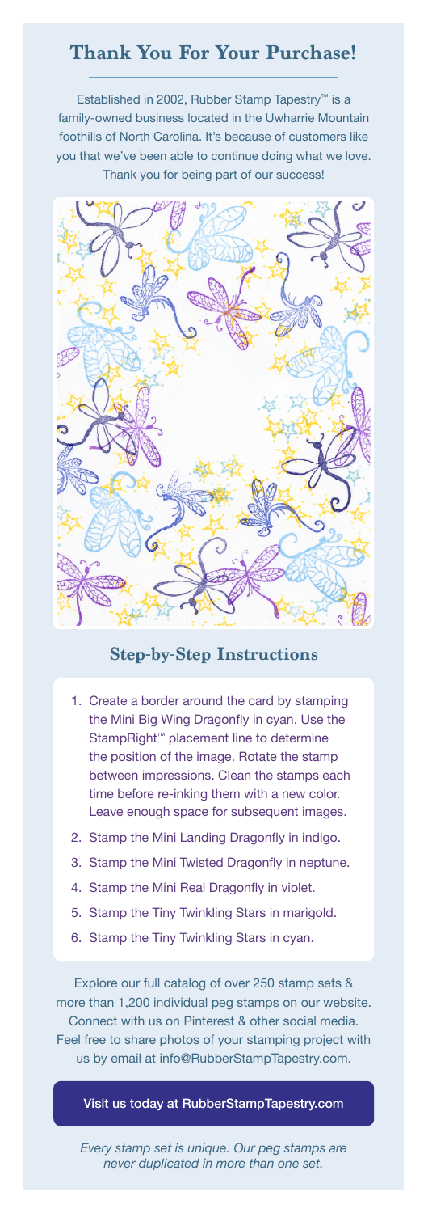## Thank You For Your Purchase!

Established in 2002, Rubber Stamp Tapestry™ is a family-owned business located in the Uwharrie Mountain foothills of North Carolina. It's because of customers like you that we've been able to continue doing what we love. Thank you for being part of our success!

## Step-by-Step Instructions

1. Create a border around the card by stamping the Mini Big Wing Dragonfly in cyan. Use the StampRight™ placement line to determine the position of the image. Rotate the stamp between impressions. Clean the stamps each time before re-inking them with a new color. Leave enough space for subsequent images.
2. Stamp the Mini Landing Dragonfly in indigo.
3. Stamp the Mini Twisted Dragonfly in neptune.
4. Stamp the Mini Real Dragonfly in violet.
5. Stamp the Tiny Twinkling Stars in marigold.
6. Stamp the Tiny Twinkling Stars in cyan.

Explore our full catalog of over 250 stamp sets & more than 1,200 individual peg stamps on our website. Connect with us on Pinterest & other social media. Feel free to share photos of your stamping project with us by email at info@RubberStampTapestry.com.

**Visit us today at RubberStampTapestry.com**

*Every stamp set is unique. Our peg stamps are never duplicated in more than one set.*